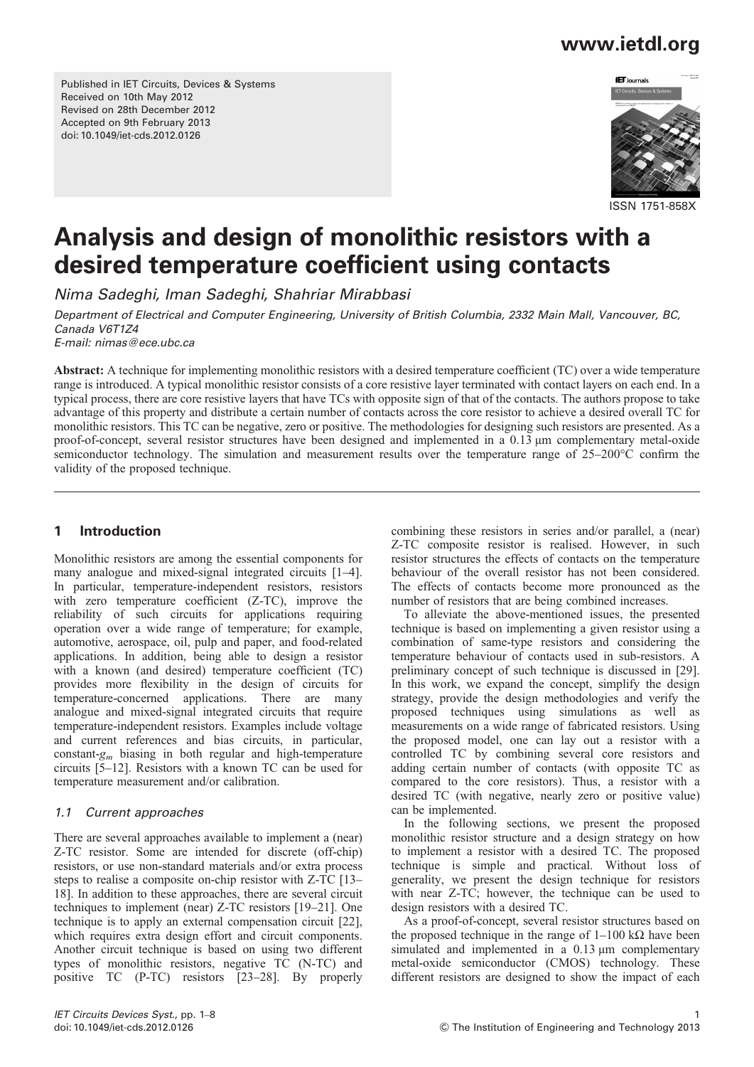Published in IET Circuits, Devices & Systems
Received on 10th May 2012
Revised on 28th December 2012
Accepted on 9th February 2013
doi: 10.1049/iet-cds.2012.0126

ISSN 1751-858X

# Analysis and design of monolithic resistors with a desired temperature coefficient using contacts

*Nima Sadeghi, Iman Sadeghi, Shahriar Mirabbasi*

*Department of Electrical and Computer Engineering, University of British Columbia, 2332 Main Mall, Vancouver, BC, Canada V6T1Z4*
*E-mail: nimas@ece.ubc.ca*

**Abstract:** A technique for implementing monolithic resistors with a desired temperature coefficient (TC) over a wide temperature range is introduced. A typical monolithic resistor consists of a core resistive layer terminated with contact layers on each end. In a typical process, there are core resistive layers that have TCs with opposite sign of that of the contacts. The authors propose to take advantage of this property and distribute a certain number of contacts across the core resistor to achieve a desired overall TC for monolithic resistors. This TC can be negative, zero or positive. The methodologies for designing such resistors are presented. As a proof-of-concept, several resistor structures have been designed and implemented in a 0.13 μm complementary metal-oxide semiconductor technology. The simulation and measurement results over the temperature range of 25–200°C confirm the validity of the proposed technique.

## 1 Introduction

Monolithic resistors are among the essential components for many analogue and mixed-signal integrated circuits [1–4]. In particular, temperature-independent resistors, resistors with zero temperature coefficient (Z-TC), improve the reliability of such circuits for applications requiring operation over a wide range of temperature; for example, automotive, aerospace, oil, pulp and paper, and food-related applications. In addition, being able to design a resistor with a known (and desired) temperature coefficient (TC) provides more flexibility in the design of circuits for temperature-concerned applications. There are many analogue and mixed-signal integrated circuits that require temperature-independent resistors. Examples include voltage and current references and bias circuits, in particular, constant-$g_m$ biasing in both regular and high-temperature circuits [5–12]. Resistors with a known TC can be used for temperature measurement and/or calibration.

### 1.1 Current approaches

There are several approaches available to implement a (near) Z-TC resistor. Some are intended for discrete (off-chip) resistors, or use non-standard materials and/or extra process steps to realise a composite on-chip resistor with Z-TC [13–18]. In addition to these approaches, there are several circuit techniques to implement (near) Z-TC resistors [19–21]. One technique is to apply an external compensation circuit [22], which requires extra design effort and circuit components. Another circuit technique is based on using two different types of monolithic resistors, negative TC (N-TC) and positive TC (P-TC) resistors [23–28]. By properly combining these resistors in series and/or parallel, a (near) Z-TC composite resistor is realised. However, in such resistor structures the effects of contacts on the temperature behaviour of the overall resistor has not been considered. The effects of contacts become more pronounced as the number of resistors that are being combined increases.

To alleviate the above-mentioned issues, the presented technique is based on implementing a given resistor using a combination of same-type resistors and considering the temperature behaviour of contacts used in sub-resistors. A preliminary concept of such technique is discussed in [29]. In this work, we expand the concept, simplify the design strategy, provide the design methodologies and verify the proposed techniques using simulations as well as measurements on a wide range of fabricated resistors. Using the proposed model, one can lay out a resistor with a controlled TC by combining several core resistors and adding certain number of contacts (with opposite TC as compared to the core resistors). Thus, a resistor with a desired TC (with negative, nearly zero or positive value) can be implemented.

In the following sections, we present the proposed monolithic resistor structure and a design strategy on how to implement a resistor with a desired TC. The proposed technique is simple and practical. Without loss of generality, we present the design technique for resistors with near Z-TC; however, the technique can be used to design resistors with a desired TC.

As a proof-of-concept, several resistor structures based on the proposed technique in the range of 1–100 kΩ have been simulated and implemented in a 0.13 μm complementary metal-oxide semiconductor (CMOS) technology. These different resistors are designed to show the impact of each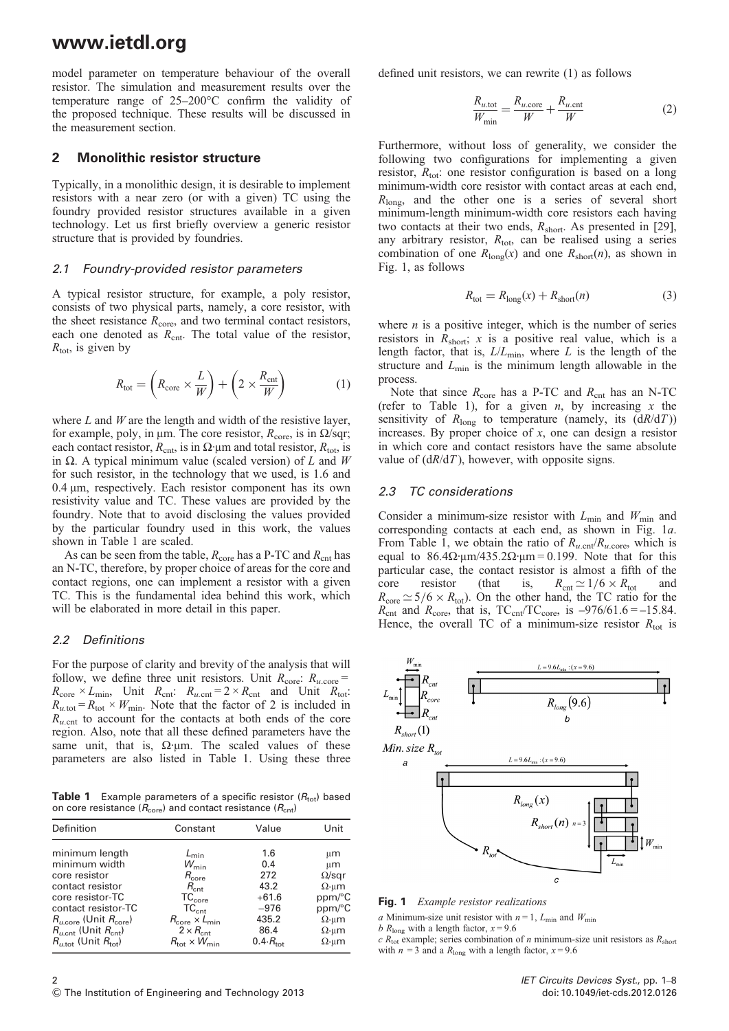model parameter on temperature behaviour of the overall resistor. The simulation and measurement results over the temperature range of 25–200°C confirm the validity of the proposed technique. These results will be discussed in the measurement section.

## 2 Monolithic resistor structure

Typically, in a monolithic design, it is desirable to implement resistors with a near zero (or with a given) TC using the foundry provided resistor structures available in a given technology. Let us first briefly overview a generic resistor structure that is provided by foundries.

### 2.1 Foundry-provided resistor parameters

A typical resistor structure, for example, a poly resistor, consists of two physical parts, namely, a core resistor, with the sheet resistance $R_{core}$, and two terminal contact resistors, each one denoted as $R_{cnt}$. The total value of the resistor, $R_{tot}$, is given by

$$R_{tot} = \left(R_{core} \times \frac{L}{W}\right) + \left(2 \times \frac{R_{cnt}}{W}\right) \tag{1}$$

where $L$ and $W$ are the length and width of the resistive layer, for example, poly, in μm. The core resistor, $R_{core}$, is in Ω/sqr; each contact resistor, $R_{cnt}$, is in Ω·μm and total resistor, $R_{tot}$, is in Ω. A typical minimum value (scaled version) of $L$ and $W$ for such resistor, in the technology that we used, is 1.6 and 0.4 μm, respectively. Each resistor component has its own resistivity value and TC. These values are provided by the foundry. Note that to avoid disclosing the values provided by the particular foundry used in this work, the values shown in Table 1 are scaled.

As can be seen from the table, $R_{core}$ has a P-TC and $R_{cnt}$ has an N-TC, therefore, by proper choice of areas for the core and contact regions, one can implement a resistor with a given TC. This is the fundamental idea behind this work, which will be elaborated in more detail in this paper.

### 2.2 Definitions

For the purpose of clarity and brevity of the analysis that will follow, we define three unit resistors. Unit $R_{core}$: $R_{u.core} = R_{core} \times L_{min}$, Unit $R_{cnt}$: $R_{u.cnt} = 2 \times R_{cnt}$ and Unit $R_{tot}$: $R_{u.tot} = R_{tot} \times W_{min}$. Note that the factor of 2 is included in $R_{u.cnt}$ to account for the contacts at both ends of the core region. Also, note that all these defined parameters have the same unit, that is, Ω·μm. The scaled values of these parameters are also listed in Table 1. Using these three

**Table 1** Example parameters of a specific resistor ($R_{tot}$) based on core resistance ($R_{core}$) and contact resistance ($R_{cnt}$)

| Definition | Constant | Value | Unit |
|---|---|---|---|
| minimum length | $L_{min}$ | 1.6 | μm |
| minimum width | $W_{min}$ | 0.4 | μm |
| core resistor | $R_{core}$ | 272 | Ω/sqr |
| contact resistor | $R_{cnt}$ | 43.2 | Ω·μm |
| core resistor-TC | $TC_{core}$ | +61.6 | ppm/°C |
| contact resistor-TC | $TC_{cnt}$ | −976 | ppm/°C |
| $R_{u.core}$ (Unit $R_{core}$) | $R_{core} \times L_{min}$ | 435.2 | Ω·μm |
| $R_{u.cnt}$ (Unit $R_{cnt}$) | $2 \times R_{cnt}$ | 86.4 | Ω·μm |
| $R_{u.tot}$ (Unit $R_{tot}$) | $R_{tot} \times W_{min}$ | $0.4 \cdot R_{tot}$ | Ω·μm |

defined unit resistors, we can rewrite (1) as follows

$$\frac{R_{u.tot}}{W_{min}} = \frac{R_{u.core}}{W} + \frac{R_{u.cnt}}{W} \tag{2}$$

Furthermore, without loss of generality, we consider the following two configurations for implementing a given resistor, $R_{tot}$: one resistor configuration is based on a long minimum-width core resistor with contact areas at each end, $R_{long}$, and the other one is a series of several short minimum-length minimum-width core resistors each having two contacts at their two ends, $R_{short}$. As presented in [29], any arbitrary resistor, $R_{tot}$, can be realised using a series combination of one $R_{long}(x)$ and one $R_{short}(n)$, as shown in Fig. 1, as follows

$$R_{tot} = R_{long}(x) + R_{short}(n) \tag{3}$$

where $n$ is a positive integer, which is the number of series resistors in $R_{short}$; $x$ is a positive real value, which is a length factor, that is, $L/L_{min}$, where $L$ is the length of the structure and $L_{min}$ is the minimum length allowable in the process.

Note that since $R_{core}$ has a P-TC and $R_{cnt}$ has an N-TC (refer to Table 1), for a given $n$, by increasing $x$ the sensitivity of $R_{long}$ to temperature (namely, its $(dR/dT)$) increases. By proper choice of $x$, one can design a resistor in which core and contact resistors have the same absolute value of $(dR/dT)$, however, with opposite signs.

### 2.3 TC considerations

Consider a minimum-size resistor with $L_{min}$ and $W_{min}$ and corresponding contacts at each end, as shown in Fig. 1*a*. From Table 1, we obtain the ratio of $R_{u.cnt}/R_{u.core}$, which is equal to 86.4Ω·μm/435.2Ω·μm = 0.199. Note that for this particular case, the contact resistor is almost a fifth of the core resistor (that is, $R_{cnt} \simeq 1/6 \times R_{tot}$ and $R_{core} \simeq 5/6 \times R_{tot}$). On the other hand, the TC ratio for the $R_{cnt}$ and $R_{core}$, that is, $TC_{cnt}/TC_{core}$, is −976/61.6 = −15.84. Hence, the overall TC of a minimum-size resistor $R_{tot}$ is

**Fig. 1** *Example resistor realizations*

*a* Minimum-size unit resistor with $n = 1$, $L_{min}$ and $W_{min}$
*b* $R_{long}$ with a length factor, $x = 9.6$
*c* $R_{tot}$ example; series combination of $n$ minimum-size unit resistors as $R_{short}$ with $n = 3$ and a $R_{long}$ with a length factor, $x = 9.6$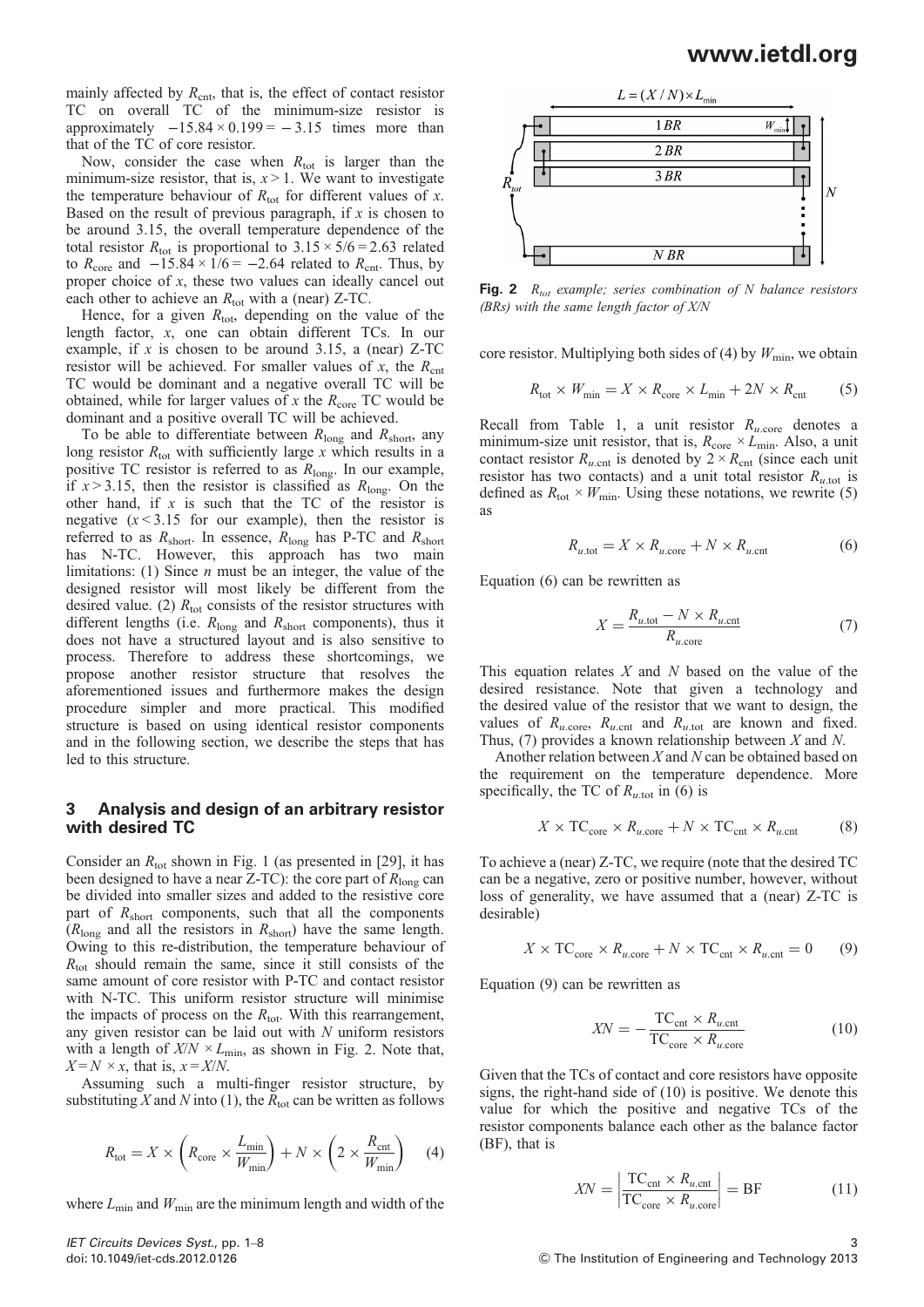mainly affected by $R_{cnt}$, that is, the effect of contact resistor TC on overall TC of the minimum-size resistor is approximately $-15.84 \times 0.199 = -3.15$ times more than that of the TC of core resistor.

Now, consider the case when $R_{tot}$ is larger than the minimum-size resistor, that is, $x > 1$. We want to investigate the temperature behaviour of $R_{tot}$ for different values of $x$. Based on the result of previous paragraph, if $x$ is chosen to be around 3.15, the overall temperature dependence of the total resistor $R_{tot}$ is proportional to $3.15 \times 5/6 = 2.63$ related to $R_{core}$ and $-15.84 \times 1/6 = -2.64$ related to $R_{cnt}$. Thus, by proper choice of $x$, these two values can ideally cancel out each other to achieve an $R_{tot}$ with a (near) Z-TC.

Hence, for a given $R_{tot}$, depending on the value of the length factor, $x$, one can obtain different TCs. In our example, if $x$ is chosen to be around 3.15, a (near) Z-TC resistor will be achieved. For smaller values of $x$, the $R_{cnt}$ TC would be dominant and a negative overall TC will be obtained, while for larger values of $x$ the $R_{core}$ TC would be dominant and a positive overall TC will be achieved.

To be able to differentiate between $R_{long}$ and $R_{short}$, any long resistor $R_{tot}$ with sufficiently large $x$ which results in a positive TC resistor is referred to as $R_{long}$. In our example, if $x > 3.15$, then the resistor is classified as $R_{long}$. On the other hand, if $x$ is such that the TC of the resistor is negative ($x < 3.15$ for our example), then the resistor is referred to as $R_{short}$. In essence, $R_{long}$ has P-TC and $R_{short}$ has N-TC. However, this approach has two main limitations: (1) Since $n$ must be an integer, the value of the designed resistor will most likely be different from the desired value. (2) $R_{tot}$ consists of the resistor structures with different lengths (i.e. $R_{long}$ and $R_{short}$ components), thus it does not have a structured layout and is also sensitive to process. Therefore to address these shortcomings, we propose another resistor structure that resolves the aforementioned issues and furthermore makes the design procedure simpler and more practical. This modified structure is based on using identical resistor components and in the following section, we describe the steps that has led to this structure.

## 3 Analysis and design of an arbitrary resistor with desired TC

Consider an $R_{tot}$ shown in Fig. 1 (as presented in [29], it has been designed to have a near Z-TC): the core part of $R_{long}$ can be divided into smaller sizes and added to the resistive core part of $R_{short}$ components, such that all the components ($R_{long}$ and all the resistors in $R_{short}$) have the same length. Owing to this re-distribution, the temperature behaviour of $R_{tot}$ should remain the same, since it still consists of the same amount of core resistor with P-TC and contact resistor with N-TC. This uniform resistor structure will minimise the impacts of process on the $R_{tot}$. With this rearrangement, any given resistor can be laid out with $N$ uniform resistors with a length of $X/N \times L_{min}$, as shown in Fig. 2. Note that, $X = N \times x$, that is, $x = X/N$.

Assuming such a multi-finger resistor structure, by substituting $X$ and $N$ into (1), the $R_{tot}$ can be written as follows

$$R_{tot} = X \times \left(R_{core} \times \frac{L_{min}}{W_{min}}\right) + N \times \left(2 \times \frac{R_{cnt}}{W_{min}}\right) \quad (4)$$

where $L_{min}$ and $W_{min}$ are the minimum length and width of the core resistor. Multiplying both sides of (4) by $W_{min}$, we obtain

**Fig. 2** *$R_{tot}$ example; series combination of N balance resistors (BRs) with the same length factor of X/N*

$$R_{tot} \times W_{min} = X \times R_{core} \times L_{min} + 2N \times R_{cnt} \quad (5)$$

Recall from Table 1, a unit resistor $R_{u.core}$ denotes a minimum-size unit resistor, that is, $R_{core} \times L_{min}$. Also, a unit contact resistor $R_{u.cnt}$ is denoted by $2 \times R_{cnt}$ (since each unit resistor has two contacts) and a unit total resistor $R_{u.tot}$ is defined as $R_{tot} \times W_{min}$. Using these notations, we rewrite (5) as

$$R_{u.tot} = X \times R_{u.core} + N \times R_{u.cnt} \quad (6)$$

Equation (6) can be rewritten as

$$X = \frac{R_{u.tot} - N \times R_{u.cnt}}{R_{u.core}} \quad (7)$$

This equation relates $X$ and $N$ based on the value of the desired resistance. Note that given a technology and the desired value of the resistor that we want to design, the values of $R_{u.core}$, $R_{u.cnt}$ and $R_{u.tot}$ are known and fixed. Thus, (7) provides a known relationship between $X$ and $N$.

Another relation between $X$ and $N$ can be obtained based on the requirement on the temperature dependence. More specifically, the TC of $R_{u.tot}$ in (6) is

$$X \times \mathrm{TC}_{core} \times R_{u.core} + N \times \mathrm{TC}_{cnt} \times R_{u.cnt} \quad (8)$$

To achieve a (near) Z-TC, we require (note that the desired TC can be a negative, zero or positive number, however, without loss of generality, we have assumed that a (near) Z-TC is desirable)

$$X \times \mathrm{TC}_{core} \times R_{u.core} + N \times \mathrm{TC}_{cnt} \times R_{u.cnt} = 0 \quad (9)$$

Equation (9) can be rewritten as

$$XN = -\frac{\mathrm{TC}_{cnt} \times R_{u.cnt}}{\mathrm{TC}_{core} \times R_{u.core}} \quad (10)$$

Given that the TCs of contact and core resistors have opposite signs, the right-hand side of (10) is positive. We denote this value for which the positive and negative TCs of the resistor components balance each other as the balance factor (BF), that is

$$XN = \left|\frac{\mathrm{TC}_{cnt} \times R_{u.cnt}}{\mathrm{TC}_{core} \times R_{u.core}}\right| = \mathrm{BF} \quad (11)$$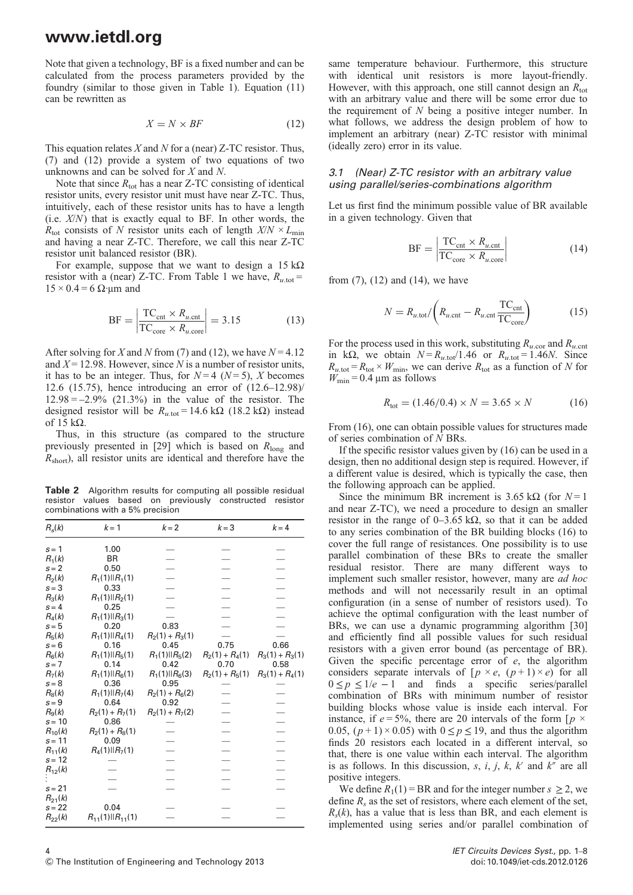Note that given a technology, BF is a fixed number and can be calculated from the process parameters provided by the foundry (similar to those given in Table 1). Equation (11) can be rewritten as

$$X = N \times BF \tag{12}$$

This equation relates $X$ and $N$ for a (near) Z-TC resistor. Thus, (7) and (12) provide a system of two equations of two unknowns and can be solved for $X$ and $N$.

Note that since $R_{\text{tot}}$ has a near Z-TC consisting of identical resistor units, every resistor unit must have near Z-TC. Thus, intuitively, each of these resistor units has to have a length (i.e. $X/N$) that is exactly equal to BF. In other words, the $R_{\text{tot}}$ consists of $N$ resistor units each of length $X/N \times L_{\min}$ and having a near Z-TC. Therefore, we call this near Z-TC resistor unit balanced resistor (BR).

For example, suppose that we want to design a 15 kΩ resistor with a (near) Z-TC. From Table 1 we have, $R_{u.\text{tot}} = 15 \times 0.4 = 6$ Ω·μm and

$$\text{BF} = \left| \frac{\text{TC}_{\text{cnt}} \times R_{u.\text{cnt}}}{\text{TC}_{\text{core}} \times R_{u.\text{core}}} \right| = 3.15 \tag{13}$$

After solving for $X$ and $N$ from (7) and (12), we have $N = 4.12$ and $X = 12.98$. However, since $N$ is a number of resistor units, it has to be an integer. Thus, for $N = 4$ ($N = 5$), $X$ becomes 12.6 (15.75), hence introducing an error of (12.6–12.98)/12.98 = –2.9% (21.3%) in the value of the resistor. The designed resistor will be $R_{u.\text{tot}} = 14.6$ kΩ (18.2 kΩ) instead of 15 kΩ.

Thus, in this structure (as compared to the structure previously presented in [29] which is based on $R_{\text{long}}$ and $R_{\text{short}}$), all resistor units are identical and therefore have the same temperature behaviour. Furthermore, this structure with identical unit resistors is more layout-friendly. However, with this approach, one still cannot design an $R_{\text{tot}}$ with an arbitrary value and there will be some error due to the requirement of $N$ being a positive integer number. In what follows, we address the design problem of how to implement an arbitrary (near) Z-TC resistor with minimal (ideally zero) error in its value.

**Table 2** Algorithm results for computing all possible residual resistor values based on previously constructed resistor combinations with a 5% precision

| $R_s(k)$ | $k = 1$ | $k = 2$ | $k = 3$ | $k = 4$ |
|---|---|---|---|---|
| $s = 1$ | 1.00 | — | — | — |
| $R_1(k)$ | BR | — | — | — |
| $s = 2$ | 0.50 | — | — | — |
| $R_2(k)$ | $R_1(1) \| R_1(1)$ | — | — | — |
| $s = 3$ | 0.33 | — | — | — |
| $R_3(k)$ | $R_1(1) \| R_2(1)$ | — | — | — |
| $s = 4$ | 0.25 | — | — | — |
| $R_4(k)$ | $R_1(1) \| R_3(1)$ | — | — | — |
| $s = 5$ | 0.20 | 0.83 | — | — |
| $R_5(k)$ | $R_1(1) \| R_4(1)$ | $R_2(1) + R_3(1)$ | — | — |
| $s = 6$ | 0.16 | 0.45 | 0.75 | 0.66 |
| $R_6(k)$ | $R_1(1) \| R_5(1)$ | $R_1(1) \| R_5(2)$ | $R_2(1) + R_4(1)$ | $R_3(1) + R_3(1)$ |
| $s = 7$ | 0.14 | 0.42 | 0.70 | 0.58 |
| $R_7(k)$ | $R_1(1) \| R_6(1)$ | $R_1(1) \| R_6(3)$ | $R_2(1) + R_5(1)$ | $R_3(1) + R_4(1)$ |
| $s = 8$ | 0.36 | 0.95 | — | — |
| $R_8(k)$ | $R_1(1) \| R_7(4)$ | $R_2(1) + R_6(2)$ | — | — |
| $s = 9$ | 0.64 | 0.92 | — | — |
| $R_9(k)$ | $R_2(1) + R_7(1)$ | $R_2(1) + R_7(2)$ | — | — |
| $s = 10$ | 0.86 | — | — | — |
| $R_{10}(k)$ | $R_2(1) + R_8(1)$ | — | — | — |
| $s = 11$ | 0.09 | — | — | — |
| $R_{11}(k)$ | $R_4(1) \| R_7(1)$ | — | — | — |
| $s = 12$ | — | — | — | — |
| $R_{12}(k)$ | — | — | — | — |
| ⋮ | — | — | — | — |
| $s = 21$ | — | — | — | — |
| $R_{21}(k)$ | | | | |
| $s = 22$ | 0.04 | — | — | — |
| $R_{22}(k)$ | $R_{11}(1) \| R_{11}(1)$ | — | — | — |

### 3.1 (Near) Z-TC resistor with an arbitrary value using parallel/series-combinations algorithm

Let us first find the minimum possible value of BR available in a given technology. Given that

$$\text{BF} = \left| \frac{\text{TC}_{\text{cnt}} \times R_{u.\text{cnt}}}{\text{TC}_{\text{core}} \times R_{u.\text{core}}} \right| \tag{14}$$

from (7), (12) and (14), we have

$$N = R_{u.\text{tot}} \Big/ \left( R_{u.\text{cnt}} - R_{u.\text{cnt}} \frac{\text{TC}_{\text{cnt}}}{\text{TC}_{\text{core}}} \right) \tag{15}$$

For the process used in this work, substituting $R_{u.\text{cor}}$ and $R_{u.\text{cnt}}$ in kΩ, we obtain $N = R_{u.\text{tot}}/1.46$ or $R_{u.\text{tot}} = 1.46N$. Since $R_{u.\text{tot}} = R_{\text{tot}} \times W_{\min}$, we can derive $R_{\text{tot}}$ as a function of $N$ for $W_{\min} = 0.4$ μm as follows

$$R_{\text{tot}} = (1.46/0.4) \times N = 3.65 \times N \tag{16}$$

From (16), one can obtain possible values for structures made of series combination of $N$ BRs.

If the specific resistor values given by (16) can be used in a design, then no additional design step is required. However, if a different value is desired, which is typically the case, then the following approach can be applied.

Since the minimum BR increment is 3.65 kΩ (for $N = 1$ and near Z-TC), we need a procedure to design an smaller resistor in the range of 0–3.65 kΩ, so that it can be added to any series combination of the BR building blocks (16) to cover the full range of resistances. One possibility is to use parallel combination of these BRs to create the smaller residual resistor. There are many different ways to implement such smaller resistor, however, many are *ad hoc* methods and will not necessarily result in an optimal configuration (in a sense of number of resistors used). To achieve the optimal configuration with the least number of BRs, we can use a dynamic programming algorithm [30] and efficiently find all possible values for such residual resistors with a given error bound (as percentage of BR). Given the specific percentage error of $e$, the algorithm considers separate intervals of $[p \times e, (p+1) \times e)$ for all $0 \le p \le 1/e - 1$ and finds a specific series/parallel combination of BRs with minimum number of resistor building blocks whose value is inside each interval. For instance, if $e = 5\%$, there are 20 intervals of the form $[p \times 0.05, (p+1) \times 0.05)$ with $0 \le p \le 19$, and thus the algorithm finds 20 resistors each located in a different interval, so that, there is one value within each interval. The algorithm is as follows. In this discussion, $s$, $i$, $j$, $k$, $k'$ and $k''$ are all positive integers.

We define $R_1(1) = \text{BR}$ and for the integer number $s \ge 2$, we define $R_s$ as the set of resistors, where each element of the set, $R_s(k)$, has a value that is less than BR, and each element is implemented using series and/or parallel combination of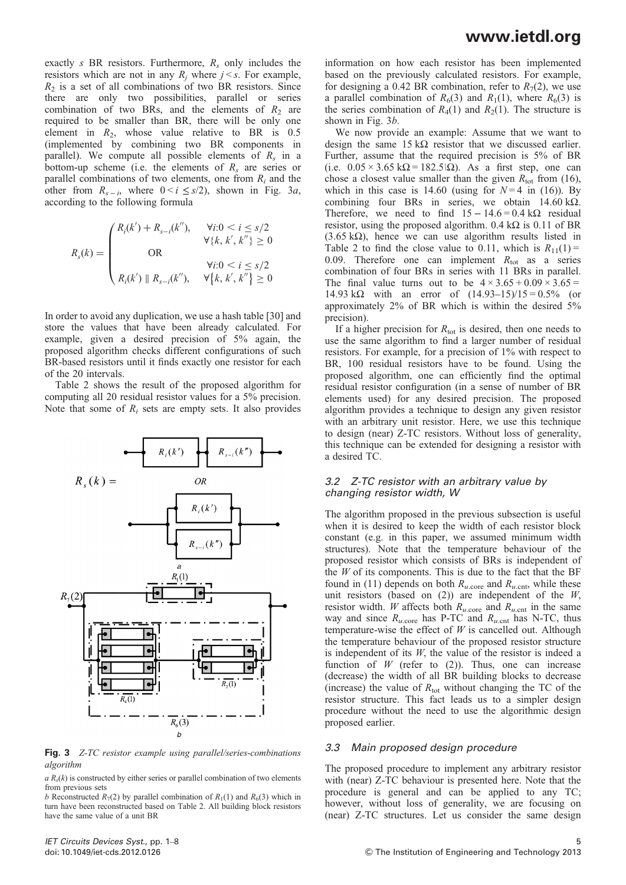exactly $s$ BR resistors. Furthermore, $R_s$ only includes the resistors which are not in any $R_j$ where $j < s$. For example, $R_2$ is a set of all combinations of two BR resistors. Since there are only two possibilities, parallel or series combination of two BRs, and the elements of $R_2$ are required to be smaller than BR, there will be only one element in $R_2$, whose value relative to BR is 0.5 (implemented by combining two BR components in parallel). We compute all possible elements of $R_s$ in a bottom-up scheme (i.e. the elements of $R_s$ are series or parallel combinations of two elements, one from $R_i$ and the other from $R_{s-i}$, where $0 < i \leq s/2$), shown in Fig. 3*a*, according to the following formula

$$
R_s(k) = \begin{pmatrix} R_i(k') + R_{s-i}(k''), & \forall i: 0 < i \leq s/2 \\ & \forall \{k, k', k''\} \geq 0 \\ \text{OR} & \\ & \forall i: 0 < i \leq s/2 \\ R_i(k') \parallel R_{s-i}(k''), & \forall \{k, k', k''\} \geq 0 \end{pmatrix}
$$

In order to avoid any duplication, we use a hash table [30] and store the values that have been already calculated. For example, given a desired precision of 5% again, the proposed algorithm checks different configurations of such BR-based resistors until it finds exactly one resistor for each of the 20 intervals.

Table 2 shows the result of the proposed algorithm for computing all 20 residual resistor values for a 5% precision. Note that some of $R_i$ sets are empty sets. It also provides information on how each resistor has been implemented based on the previously calculated resistors. For example, for designing a 0.42 BR combination, refer to $R_7(2)$, we use a parallel combination of $R_6(3)$ and $R_1(1)$, where $R_6(3)$ is the series combination of $R_4(1)$ and $R_2(1)$. The structure is shown in Fig. 3*b*.

We now provide an example: Assume that we want to design the same 15 kΩ resistor that we discussed earlier. Further, assume that the required precision is 5% of BR (i.e. $0.05 \times 3.65\ \text{k}\Omega = 182.5\ \Omega$). As a first step, one can chose a closest value smaller than the given $R_{\text{tot}}$ from (16), which in this case is 14.60 (using for $N = 4$ in (16)). By combining four BRs in series, we obtain 14.60 kΩ. Therefore, we need to find $15 - 14.6 = 0.4\ \text{k}\Omega$ residual resistor, using the proposed algorithm. 0.4 kΩ is 0.11 of BR (3.65 kΩ), hence we can use algorithm results listed in Table 2 to find the close value to 0.11, which is $R_{11}(1) = 0.09$. Therefore one can implement $R_{\text{tot}}$ as a series combination of four BRs in series with 11 BRs in parallel. The final value turns out to be $4 \times 3.65 + 0.09 \times 3.65 = 14.93\ \text{k}\Omega$ with an error of $(14.93\text{–}15)/15 = 0.5\%$ (or approximately 2% of BR which is within the desired 5% precision).

If a higher precision for $R_{\text{tot}}$ is desired, then one needs to use the same algorithm to find a larger number of residual resistors. For example, for a precision of 1% with respect to BR, 100 residual resistors have to be found. Using the proposed algorithm, one can efficiently find the optimal residual resistor configuration (in a sense of number of BR elements used) for any desired precision. The proposed algorithm provides a technique to design any given resistor with an arbitrary unit resistor. Here, we use this technique to design (near) Z-TC resistors. Without loss of generality, this technique can be extended for designing a resistor with a desired TC.

Fig. 3 *Z-TC resistor example using parallel/series-combinations algorithm*

*a* $R_s(k)$ is constructed by either series or parallel combination of two elements from previous sets

*b* Reconstructed $R_7(2)$ by parallel combination of $R_1(1)$ and $R_6(3)$ which in turn have been reconstructed based on Table 2. All building block resistors have the same value of a unit BR

### 3.2 Z-TC resistor with an arbitrary value by changing resistor width, W

The algorithm proposed in the previous subsection is useful when it is desired to keep the width of each resistor block constant (e.g. in this paper, we assumed minimum width structures). Note that the temperature behaviour of the proposed resistor which consists of BRs is independent of the $W$ of its components. This is due to the fact that the BF found in (11) depends on both $R_{u.\text{core}}$ and $R_{u.\text{cnt}}$, while these unit resistors (based on (2)) are independent of the $W$, resistor width. $W$ affects both $R_{u.\text{core}}$ and $R_{u.\text{cnt}}$ in the same way and since $R_{u.\text{core}}$ has P-TC and $R_{u.\text{cnt}}$ has N-TC, thus temperature-wise the effect of $W$ is cancelled out. Although the temperature behaviour of the proposed resistor structure is independent of its $W$, the value of the resistor is indeed a function of $W$ (refer to (2)). Thus, one can increase (decrease) the width of all BR building blocks to decrease (increase) the value of $R_{\text{tot}}$ without changing the TC of the resistor structure. This fact leads us to a simpler design procedure without the need to use the algorithmic design proposed earlier.

### 3.3 Main proposed design procedure

The proposed procedure to implement any arbitrary resistor with (near) Z-TC behaviour is presented here. Note that the procedure is general and can be applied to any TC; however, without loss of generality, we are focusing on (near) Z-TC structures. Let us consider the same design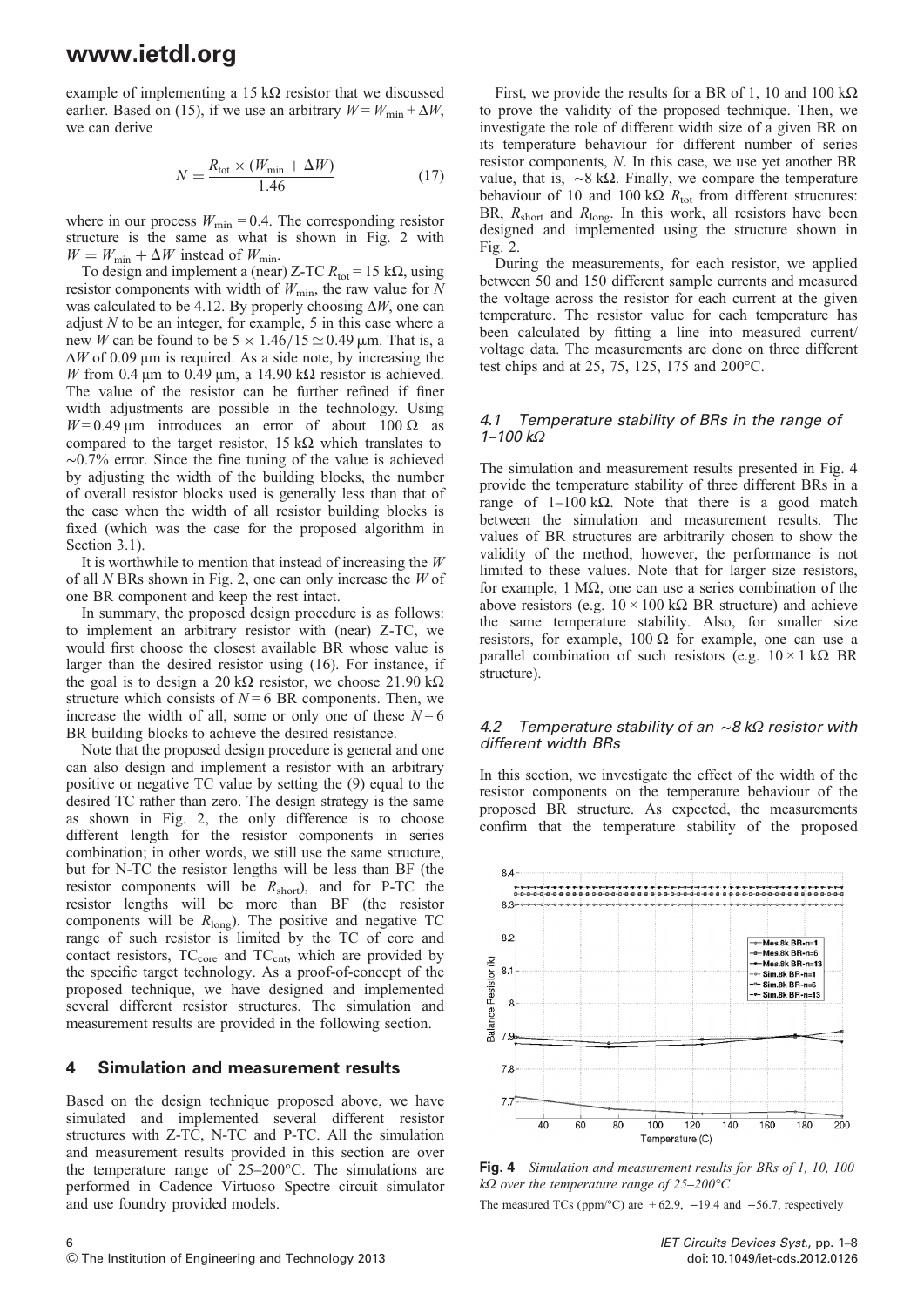example of implementing a 15 kΩ resistor that we discussed earlier. Based on (15), if we use an arbitrary $W = W_{\min} + \Delta W$, we can derive

$$N = \frac{R_{\text{tot}} \times (W_{\min} + \Delta W)}{1.46} \tag{17}$$

where in our process $W_{\min} = 0.4$. The corresponding resistor structure is the same as what is shown in Fig. 2 with $W = W_{\min} + \Delta W$ instead of $W_{\min}$.

To design and implement a (near) Z-TC $R_{\text{tot}} = 15$ kΩ, using resistor components with width of $W_{\min}$, the raw value for $N$ was calculated to be 4.12. By properly choosing $\Delta W$, one can adjust $N$ to be an integer, for example, 5 in this case where a new $W$ can be found to be $5 \times 1.46/15 \simeq 0.49$ μm. That is, a $\Delta W$ of 0.09 μm is required. As a side note, by increasing the $W$ from 0.4 μm to 0.49 μm, a 14.90 kΩ resistor is achieved. The value of the resistor can be further refined if finer width adjustments are possible in the technology. Using $W = 0.49$ μm introduces an error of about 100 Ω as compared to the target resistor, 15 kΩ which translates to ~0.7% error. Since the fine tuning of the value is achieved by adjusting the width of the building blocks, the number of overall resistor blocks used is generally less than that of the case when the width of all resistor building blocks is fixed (which was the case for the proposed algorithm in Section 3.1).

It is worthwhile to mention that instead of increasing the $W$ of all $N$ BRs shown in Fig. 2, one can only increase the $W$ of one BR component and keep the rest intact.

In summary, the proposed design procedure is as follows: to implement an arbitrary resistor with (near) Z-TC, we would first choose the closest available BR whose value is larger than the desired resistor using (16). For instance, if the goal is to design a 20 kΩ resistor, we choose 21.90 kΩ structure which consists of $N = 6$ BR components. Then, we increase the width of all, some or only one of these $N = 6$ BR building blocks to achieve the desired resistance.

Note that the proposed design procedure is general and one can also design and implement a resistor with an arbitrary positive or negative TC value by setting the (9) equal to the desired TC rather than zero. The design strategy is the same as shown in Fig. 2, the only difference is to choose different length for the resistor components in series combination; in other words, we still use the same structure, but for N-TC the resistor lengths will be less than BF (the resistor components will be $R_{\text{short}}$), and for P-TC the resistor lengths will be more than BF (the resistor components will be $R_{\text{long}}$). The positive and negative TC range of such resistor is limited by the TC of core and contact resistors, $\text{TC}_{\text{core}}$ and $\text{TC}_{\text{cnt}}$, which are provided by the specific target technology. As a proof-of-concept of the proposed technique, we have designed and implemented several different resistor structures. The simulation and measurement results are provided in the following section.

## 4 Simulation and measurement results

Based on the design technique proposed above, we have simulated and implemented several different resistor structures with Z-TC, N-TC and P-TC. All the simulation and measurement results provided in this section are over the temperature range of 25–200°C. The simulations are performed in Cadence Virtuoso Spectre circuit simulator and use foundry provided models.

First, we provide the results for a BR of 1, 10 and 100 kΩ to prove the validity of the proposed technique. Then, we investigate the role of different width size of a given BR on its temperature behaviour for different number of series resistor components, $N$. In this case, we use yet another BR value, that is, ~8 kΩ. Finally, we compare the temperature behaviour of 10 and 100 kΩ $R_{\text{tot}}$ from different structures: BR, $R_{\text{short}}$ and $R_{\text{long}}$. In this work, all resistors have been designed and implemented using the structure shown in Fig. 2.

During the measurements, for each resistor, we applied between 50 and 150 different sample currents and measured the voltage across the resistor for each current at the given temperature. The resistor value for each temperature has been calculated by fitting a line into measured current/voltage data. The measurements are done on three different test chips and at 25, 75, 125, 175 and 200°C.

### 4.1 Temperature stability of BRs in the range of 1–100 kΩ

The simulation and measurement results presented in Fig. 4 provide the temperature stability of three different BRs in a range of 1–100 kΩ. Note that there is a good match between the simulation and measurement results. The values of BR structures are arbitrarily chosen to show the validity of the method, however, the performance is not limited to these values. Note that for larger size resistors, for example, 1 MΩ, one can use a series combination of the above resistors (e.g. 10 × 100 kΩ BR structure) and achieve the same temperature stability. Also, for smaller size resistors, for example, 100 Ω for example, one can use a parallel combination of such resistors (e.g. 10 × 1 kΩ BR structure).

### 4.2 Temperature stability of an ~8 kΩ resistor with different width BRs

In this section, we investigate the effect of the width of the resistor components on the temperature behaviour of the proposed BR structure. As expected, the measurements confirm that the temperature stability of the proposed

**Fig. 4** *Simulation and measurement results for BRs of 1, 10, 100 kΩ over the temperature range of 25–200°C*

The measured TCs (ppm/°C) are +62.9, −19.4 and −56.7, respectively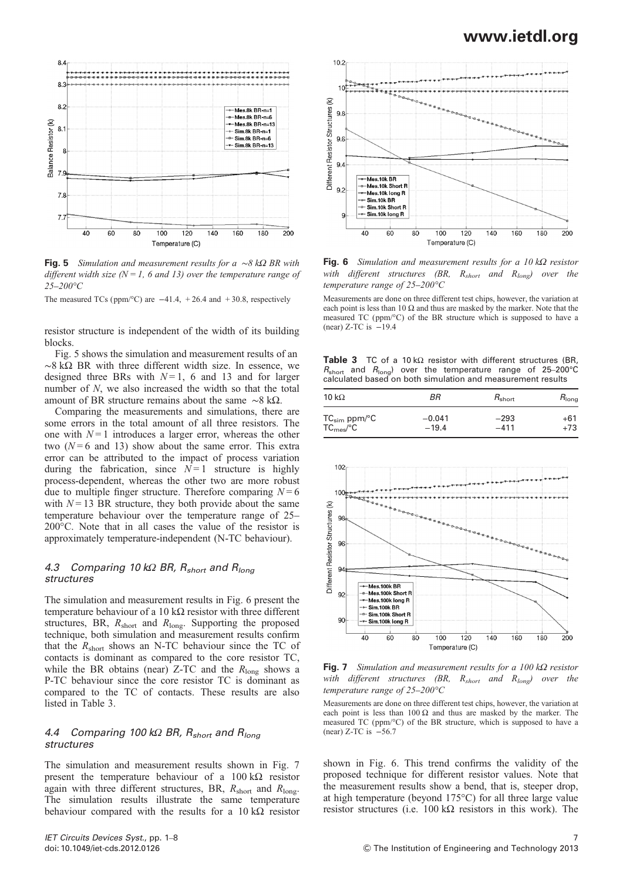**Fig. 5** *Simulation and measurement results for a ∼8 kΩ BR with different width size (N = 1, 6 and 13) over the temperature range of 25–200°C*

The measured TCs (ppm/°C) are −41.4, +26.4 and +30.8, respectively

**Fig. 6** *Simulation and measurement results for a 10 kΩ resistor with different structures (BR, $R_{short}$ and $R_{long}$) over the temperature range of 25–200°C*

Measurements are done on three different test chips, however, the variation at each point is less than 10 Ω and thus are masked by the marker. Note that the measured TC (ppm/°C) of the BR structure which is supposed to have a (near) Z-TC is −19.4

resistor structure is independent of the width of its building blocks.

Fig. 5 shows the simulation and measurement results of an ∼8 kΩ BR with three different width size. In essence, we designed three BRs with $N = 1$, 6 and 13 and for larger number of $N$, we also increased the width so that the total amount of BR structure remains about the same ∼8 kΩ.

Comparing the measurements and simulations, there are some errors in the total amount of all three resistors. The one with $N = 1$ introduces a larger error, whereas the other two ($N = 6$ and 13) show about the same error. This extra error can be attributed to the impact of process variation during the fabrication, since $N = 1$ structure is highly process-dependent, whereas the other two are more robust due to multiple finger structure. Therefore comparing $N = 6$ with $N = 13$ BR structure, they both provide about the same temperature behaviour over the temperature range of 25–200°C. Note that in all cases the value of the resistor is approximately temperature-independent (N-TC behaviour).

**Table 3** TC of a 10 kΩ resistor with different structures (BR, $R_{short}$ and $R_{long}$) over the temperature range of 25–200°C calculated based on both simulation and measurement results

| 10 kΩ | BR | $R_{short}$ | $R_{long}$ |
|---|---|---|---|
| $TC_{sim}$ ppm/°C | −0.041 | −293 | +61 |
| $TC_{mes}$/°C | −19.4 | −411 | +73 |

### 4.3 Comparing 10 kΩ BR, $R_{short}$ and $R_{long}$ structures

The simulation and measurement results in Fig. 6 present the temperature behaviour of a 10 kΩ resistor with three different structures, BR, $R_{short}$ and $R_{long}$. Supporting the proposed technique, both simulation and measurement results confirm that the $R_{short}$ shows an N-TC behaviour since the TC of contacts is dominant as compared to the core resistor TC, while the BR obtains (near) Z-TC and the $R_{long}$ shows a P-TC behaviour since the core resistor TC is dominant as compared to the TC of contacts. These results are also listed in Table 3.

**Fig. 7** *Simulation and measurement results for a 100 kΩ resistor with different structures (BR, $R_{short}$ and $R_{long}$) over the temperature range of 25–200°C*

Measurements are done on three different test chips, however, the variation at each point is less than 100 Ω and thus are masked by the marker. The measured TC (ppm/°C) of the BR structure, which is supposed to have a (near) Z-TC is −56.7

### 4.4 Comparing 100 kΩ BR, $R_{short}$ and $R_{long}$ structures

The simulation and measurement results shown in Fig. 7 present the temperature behaviour of a 100 kΩ resistor again with three different structures, BR, $R_{short}$ and $R_{long}$. The simulation results illustrate the same temperature behaviour compared with the results for a 10 kΩ resistor shown in Fig. 6. This trend confirms the validity of the proposed technique for different resistor values. Note that the measurement results show a bend, that is, steeper drop, at high temperature (beyond 175°C) for all three large value resistor structures (i.e. 100 kΩ resistors in this work). The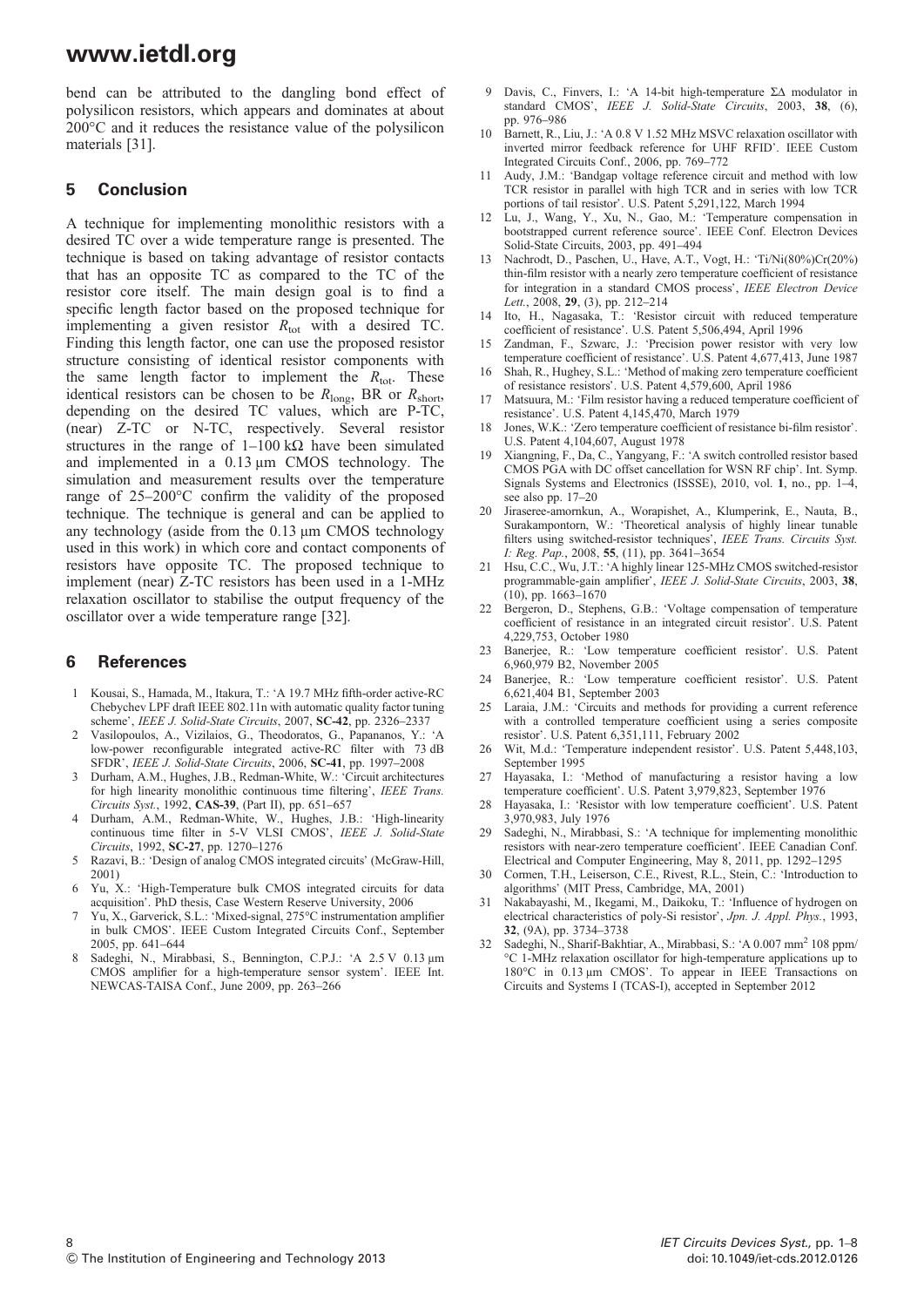bend can be attributed to the dangling bond effect of polysilicon resistors, which appears and dominates at about 200°C and it reduces the resistance value of the polysilicon materials [31].

## 5 Conclusion

A technique for implementing monolithic resistors with a desired TC over a wide temperature range is presented. The technique is based on taking advantage of resistor contacts that has an opposite TC as compared to the TC of the resistor core itself. The main design goal is to find a specific length factor based on the proposed technique for implementing a given resistor $R_{\text{tot}}$ with a desired TC. Finding this length factor, one can use the proposed resistor structure consisting of identical resistor components with the same length factor to implement the $R_{\text{tot}}$. These identical resistors can be chosen to be $R_{\text{long}}$, BR or $R_{\text{short}}$, depending on the desired TC values, which are P-TC, (near) Z-TC or N-TC, respectively. Several resistor structures in the range of 1–100 kΩ have been simulated and implemented in a 0.13 μm CMOS technology. The simulation and measurement results over the temperature range of 25–200°C confirm the validity of the proposed technique. The technique is general and can be applied to any technology (aside from the 0.13 μm CMOS technology used in this work) in which core and contact components of resistors have opposite TC. The proposed technique to implement (near) Z-TC resistors has been used in a 1-MHz relaxation oscillator to stabilise the output frequency of the oscillator over a wide temperature range [32].

## 6 References

1. Kousai, S., Hamada, M., Itakura, T.: 'A 19.7 MHz fifth-order active-RC Chebychev LPF draft IEEE 802.11n with automatic quality factor tuning scheme', *IEEE J. Solid-State Circuits*, 2007, **SC-42**, pp. 2326–2337
2. Vasilopoulos, A., Vizilaios, G., Theodoratos, G., Papananos, Y.: 'A low-power reconfigurable integrated active-RC filter with 73 dB SFDR', *IEEE J. Solid-State Circuits*, 2006, **SC-41**, pp. 1997–2008
3. Durham, A.M., Hughes, J.B., Redman-White, W.: 'Circuit architectures for high linearity monolithic continuous time filtering', *IEEE Trans. Circuits Syst.*, 1992, **CAS-39**, (Part II), pp. 651–657
4. Durham, A.M., Redman-White, W., Hughes, J.B.: 'High-linearity continuous time filter in 5-V VLSI CMOS', *IEEE J. Solid-State Circuits*, 1992, **SC-27**, pp. 1270–1276
5. Razavi, B.: 'Design of analog CMOS integrated circuits' (McGraw-Hill, 2001)
6. Yu, X.: 'High-Temperature bulk CMOS integrated circuits for data acquisition'. PhD thesis, Case Western Reserve University, 2006
7. Yu, X., Garverick, S.L.: 'Mixed-signal, 275°C instrumentation amplifier in bulk CMOS'. IEEE Custom Integrated Circuits Conf., September 2005, pp. 641–644
8. Sadeghi, N., Mirabbasi, S., Bennington, C.P.J.: 'A 2.5 V 0.13 μm CMOS amplifier for a high-temperature sensor system'. IEEE Int. NEWCAS-TAISA Conf., June 2009, pp. 263–266
9. Davis, C., Finvers, I.: 'A 14-bit high-temperature ΣΔ modulator in standard CMOS', *IEEE J. Solid-State Circuits*, 2003, **38**, (6), pp. 976–986
10. Barnett, R., Liu, J.: 'A 0.8 V 1.52 MHz MSVC relaxation oscillator with inverted mirror feedback reference for UHF RFID'. IEEE Custom Integrated Circuits Conf., 2006, pp. 769–772
11. Audy, J.M.: 'Bandgap voltage reference circuit and method with low TCR resistor in parallel with high TCR and in series with low TCR portions of tail resistor'. U.S. Patent 5,291,122, March 1994
12. Lu, J., Wang, Y., Xu, N., Gao, M.: 'Temperature compensation in bootstrapped current reference source'. IEEE Conf. Electron Devices Solid-State Circuits, 2003, pp. 491–494
13. Nachrodt, D., Paschen, U., Have, A.T., Vogt, H.: 'Ti/Ni(80%)Cr(20%) thin-film resistor with a nearly zero temperature coefficient of resistance for integration in a standard CMOS process', *IEEE Electron Device Lett.*, 2008, **29**, (3), pp. 212–214
14. Ito, H., Nagasaka, T.: 'Resistor circuit with reduced temperature coefficient of resistance'. U.S. Patent 5,506,494, April 1996
15. Zandman, F., Szwarc, J.: 'Precision power resistor with very low temperature coefficient of resistance'. U.S. Patent 4,677,413, June 1987
16. Shah, R., Hughey, S.L.: 'Method of making zero temperature coefficient of resistance resistors'. U.S. Patent 4,579,600, April 1986
17. Matsuura, M.: 'Film resistor having a reduced temperature coefficient of resistance'. U.S. Patent 4,145,470, March 1979
18. Jones, W.K.: 'Zero temperature coefficient of resistance bi-film resistor'. U.S. Patent 4,104,607, August 1978
19. Xiangning, F., Da, C., Yangyang, F.: 'A switch controlled resistor based CMOS PGA with DC offset cancellation for WSN RF chip'. Int. Symp. Signals Systems and Electronics (ISSSE), 2010, vol. **1**, no., pp. 1–4, see also pp. 17–20
20. Jiraseree-amornkun, A., Worapishet, A., Klumperink, E., Nauta, B., Surakampontorn, W.: 'Theoretical analysis of highly linear tunable filters using switched-resistor techniques', *IEEE Trans. Circuits Syst. I: Reg. Pap.*, 2008, **55**, (11), pp. 3641–3654
21. Hsu, C.C., Wu, J.T.: 'A highly linear 125-MHz CMOS switched-resistor programmable-gain amplifier', *IEEE J. Solid-State Circuits*, 2003, **38**, (10), pp. 1663–1670
22. Bergeron, D., Stephens, G.B.: 'Voltage compensation of temperature coefficient of resistance in an integrated circuit resistor'. U.S. Patent 4,229,753, October 1980
23. Banerjee, R.: 'Low temperature coefficient resistor'. U.S. Patent 6,960,979 B2, November 2005
24. Banerjee, R.: 'Low temperature coefficient resistor'. U.S. Patent 6,621,404 B1, September 2003
25. Laraia, J.M.: 'Circuits and methods for providing a current reference with a controlled temperature coefficient using a series composite resistor'. U.S. Patent 6,351,111, February 2002
26. Wit, M.d.: 'Temperature independent resistor'. U.S. Patent 5,448,103, September 1995
27. Hayasaka, I.: 'Method of manufacturing a resistor having a low temperature coefficient'. U.S. Patent 3,979,823, September 1976
28. Hayasaka, I.: 'Resistor with low temperature coefficient'. U.S. Patent 3,970,983, July 1976
29. Sadeghi, N., Mirabbasi, S.: 'A technique for implementing monolithic resistors with near-zero temperature coefficient'. IEEE Canadian Conf. Electrical and Computer Engineering, May 8, 2011, pp. 1292–1295
30. Cormen, T.H., Leiserson, C.E., Rivest, R.L., Stein, C.: 'Introduction to algorithms' (MIT Press, Cambridge, MA, 2001)
31. Nakabayashi, M., Ikegami, M., Daikoku, T.: 'Influence of hydrogen on electrical characteristics of poly-Si resistor', *Jpn. J. Appl. Phys.*, 1993, **32**, (9A), pp. 3734–3738
32. Sadeghi, N., Sharif-Bakhtiar, A., Mirabbasi, S.: 'A 0.007 mm$^2$ 108 ppm/°C 1-MHz relaxation oscillator for high-temperature applications up to 180°C in 0.13 μm CMOS'. To appear in IEEE Transactions on Circuits and Systems I (TCAS-I), accepted in September 2012